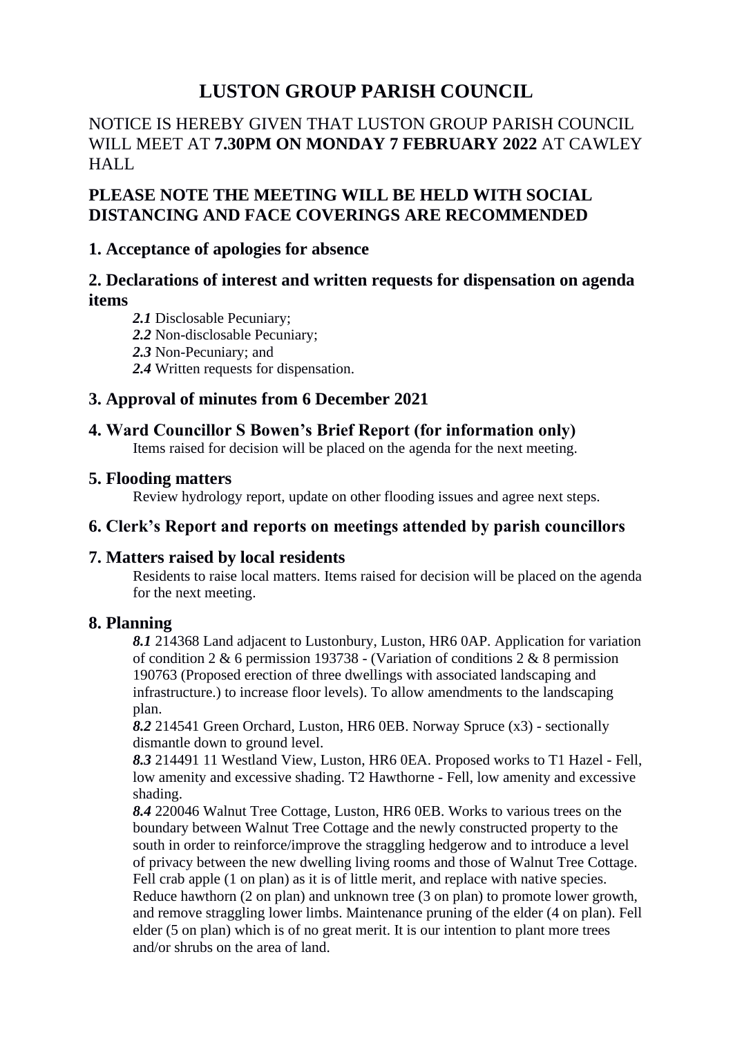# LUSTON GROUP PARISH COUNCIL

NOTICE IS HEREBY GIVEN THAT LUSTON GROUP PARISH COUNCIL WILL MEET AT **7.30PM ON MONDAY 7 FEBRUARY 2022** AT CAWLEY HALL

## PLEASE NOTE THE MEETING WILL BE HELD WITH SOCIAL DISTANCING AND FACE COVERINGS ARE RECOMMENDED

### 1. Acceptance of apologies for absence

### 2. Declarations of interest and written requests for dispensation on agenda items

***2.1*** Disclosable Pecuniary;
***2.2*** Non-disclosable Pecuniary;
***2.3*** Non-Pecuniary; and
***2.4*** Written requests for dispensation.

### 3. Approval of minutes from 6 December 2021

### 4. Ward Councillor S Bowen's Brief Report (for information only)

Items raised for decision will be placed on the agenda for the next meeting.

### 5. Flooding matters

Review hydrology report, update on other flooding issues and agree next steps.

### 6. Clerk's Report and reports on meetings attended by parish councillors

### 7. Matters raised by local residents

Residents to raise local matters. Items raised for decision will be placed on the agenda for the next meeting.

### 8. Planning

***8.1*** 214368 Land adjacent to Lustonbury, Luston, HR6 0AP. Application for variation of condition 2 & 6 permission 193738 - (Variation of conditions 2 & 8 permission 190763 (Proposed erection of three dwellings with associated landscaping and infrastructure.) to increase floor levels). To allow amendments to the landscaping plan.

***8.2*** 214541 Green Orchard, Luston, HR6 0EB. Norway Spruce (x3) - sectionally dismantle down to ground level.

***8.3*** 214491 11 Westland View, Luston, HR6 0EA. Proposed works to T1 Hazel - Fell, low amenity and excessive shading. T2 Hawthorne - Fell, low amenity and excessive shading.

***8.4*** 220046 Walnut Tree Cottage, Luston, HR6 0EB. Works to various trees on the boundary between Walnut Tree Cottage and the newly constructed property to the south in order to reinforce/improve the straggling hedgerow and to introduce a level of privacy between the new dwelling living rooms and those of Walnut Tree Cottage. Fell crab apple (1 on plan) as it is of little merit, and replace with native species. Reduce hawthorn (2 on plan) and unknown tree (3 on plan) to promote lower growth, and remove straggling lower limbs. Maintenance pruning of the elder (4 on plan). Fell elder (5 on plan) which is of no great merit. It is our intention to plant more trees and/or shrubs on the area of land.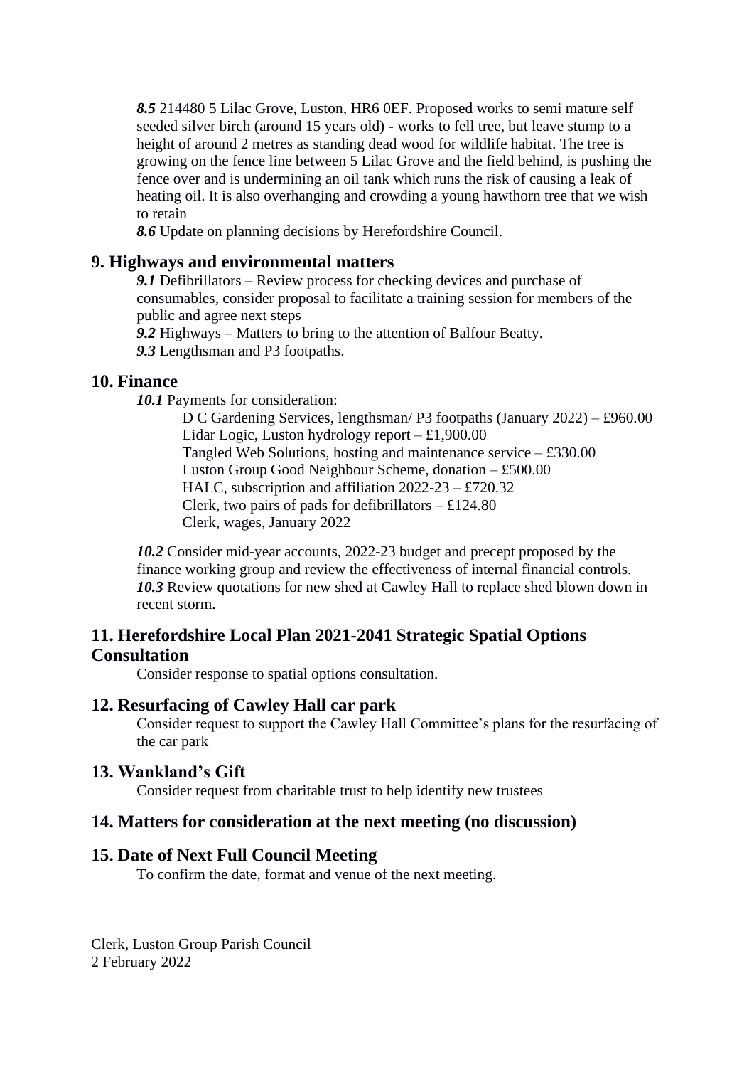***8.5*** 214480 5 Lilac Grove, Luston, HR6 0EF. Proposed works to semi mature self seeded silver birch (around 15 years old) - works to fell tree, but leave stump to a height of around 2 metres as standing dead wood for wildlife habitat. The tree is growing on the fence line between 5 Lilac Grove and the field behind, is pushing the fence over and is undermining an oil tank which runs the risk of causing a leak of heating oil. It is also overhanging and crowding a young hawthorn tree that we wish to retain

***8.6*** Update on planning decisions by Herefordshire Council.

## 9. Highways and environmental matters

***9.1*** Defibrillators – Review process for checking devices and purchase of consumables, consider proposal to facilitate a training session for members of the public and agree next steps

***9.2*** Highways – Matters to bring to the attention of Balfour Beatty.

***9.3*** Lengthsman and P3 footpaths.

## 10. Finance

***10.1*** Payments for consideration:

D C Gardening Services, lengthsman/ P3 footpaths (January 2022) – £960.00
Lidar Logic, Luston hydrology report – £1,900.00
Tangled Web Solutions, hosting and maintenance service – £330.00
Luston Group Good Neighbour Scheme, donation – £500.00
HALC, subscription and affiliation 2022-23 – £720.32
Clerk, two pairs of pads for defibrillators – £124.80
Clerk, wages, January 2022

***10.2*** Consider mid-year accounts, 2022-23 budget and precept proposed by the finance working group and review the effectiveness of internal financial controls.

***10.3*** Review quotations for new shed at Cawley Hall to replace shed blown down in recent storm.

## 11. Herefordshire Local Plan 2021-2041 Strategic Spatial Options Consultation

Consider response to spatial options consultation.

## 12. Resurfacing of Cawley Hall car park

Consider request to support the Cawley Hall Committee's plans for the resurfacing of the car park

## 13. Wankland's Gift

Consider request from charitable trust to help identify new trustees

## 14. Matters for consideration at the next meeting (no discussion)

## 15. Date of Next Full Council Meeting

To confirm the date, format and venue of the next meeting.

Clerk, Luston Group Parish Council
2 February 2022